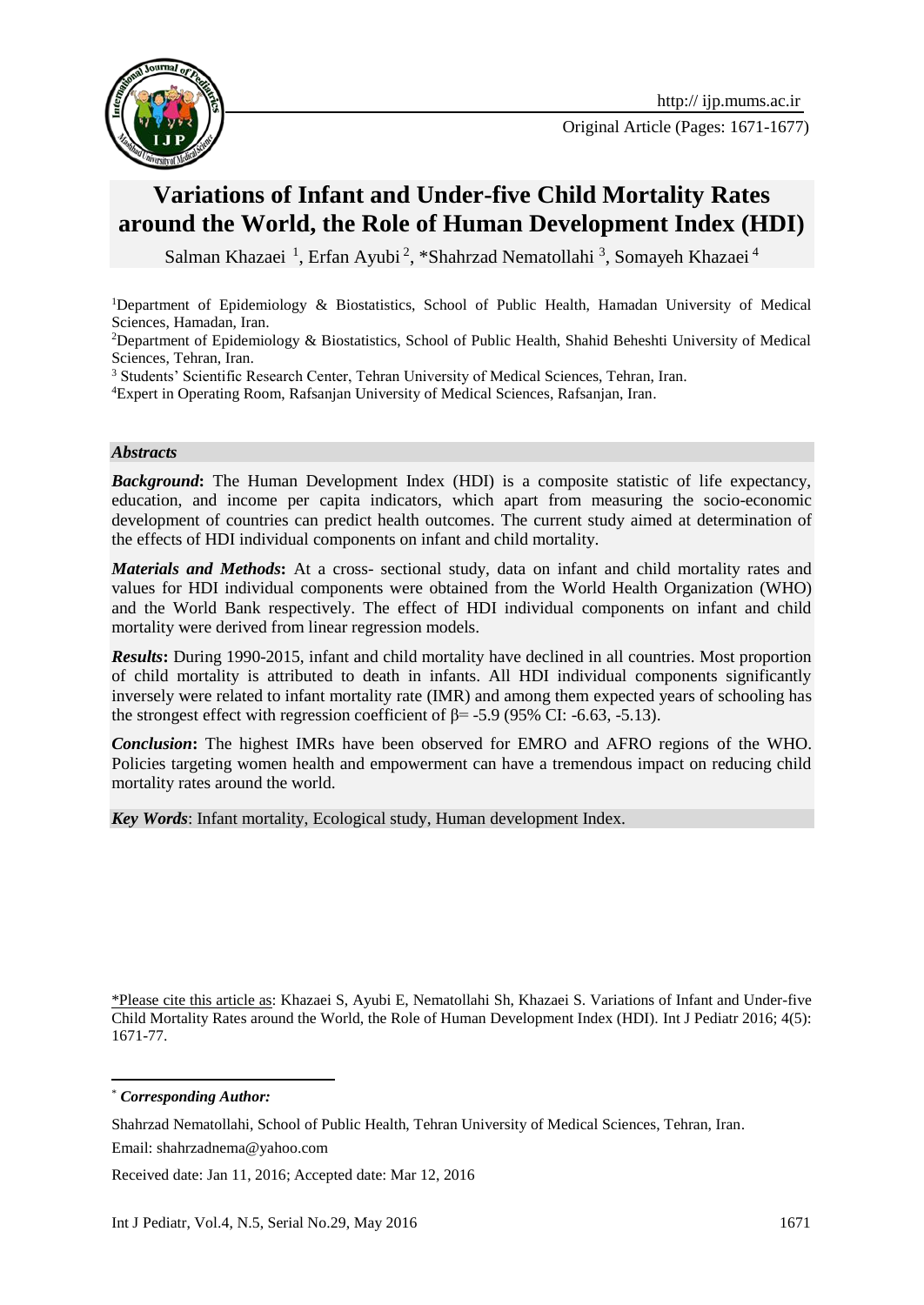Original Article (Pages: 1671-1677)

# Variations of Infant and Under-five Child Mortality Rates around the World, the Role of Human Development Index (HDI)

Salman Khazaei [1], Erfan Ayubi [2], *Shahrzad Nematollahi [3], Somayeh Khazaei [4]

[1]Department of Epidemiology & Biostatistics, School of Public Health, Hamadan University of Medical Sciences, Hamadan, Iran.

[2]Department of Epidemiology & Biostatistics, School of Public Health, Shahid Beheshti University of Medical Sciences, Tehran, Iran.

[3] Students' Scientific Research Center, Tehran University of Medical Sciences, Tehran, Iran.

[4]Expert in Operating Room, Rafsanjan University of Medical Sciences, Rafsanjan, Iran.

### *Abstracts*

***Background*:** The Human Development Index (HDI) is a composite statistic of life expectancy, education, and income per capita indicators, which apart from measuring the socio-economic development of countries can predict health outcomes. The current study aimed at determination of the effects of HDI individual components on infant and child mortality.

***Materials and Methods*:** At a cross- sectional study, data on infant and child mortality rates and values for HDI individual components were obtained from the World Health Organization (WHO) and the World Bank respectively. The effect of HDI individual components on infant and child mortality were derived from linear regression models.

***Results*:** During 1990-2015, infant and child mortality have declined in all countries. Most proportion of child mortality is attributed to death in infants. All HDI individual components significantly inversely were related to infant mortality rate (IMR) and among them expected years of schooling has the strongest effect with regression coefficient of $\beta$= -5.9 (95% CI: -6.63, -5.13).

***Conclusion*:** The highest IMRs have been observed for EMRO and AFRO regions of the WHO. Policies targeting women health and empowerment can have a tremendous impact on reducing child mortality rates around the world.

***Key Words***: Infant mortality, Ecological study, Human development Index.

*Please cite this article as: Khazaei S, Ayubi E, Nematollahi Sh, Khazaei S. Variations of Infant and Under-five Child Mortality Rates around the World, the Role of Human Development Index (HDI). Int J Pediatr 2016; 4(5): 1671-77.

\* ***Corresponding Author:***

Shahrzad Nematollahi, School of Public Health, Tehran University of Medical Sciences, Tehran, Iran.

Email: shahrzadnema@yahoo.com

Received date: Jan 11, 2016; Accepted date: Mar 12, 2016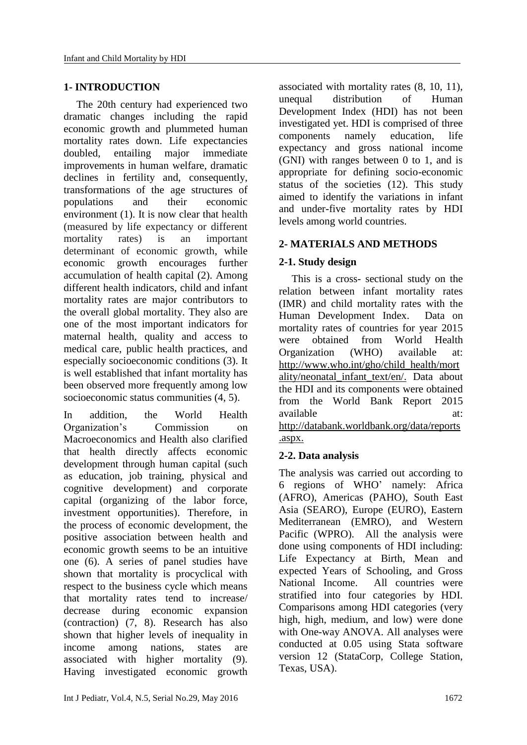## 1- INTRODUCTION

The 20th century had experienced two dramatic changes including the rapid economic growth and plummeted human mortality rates down. Life expectancies doubled, entailing major immediate improvements in human welfare, dramatic declines in fertility and, consequently, transformations of the age structures of populations and their economic environment (1). It is now clear that health (measured by life expectancy or different mortality rates) is an important determinant of economic growth, while economic growth encourages further accumulation of health capital (2). Among different health indicators, child and infant mortality rates are major contributors to the overall global mortality. They also are one of the most important indicators for maternal health, quality and access to medical care, public health practices, and especially socioeconomic conditions (3). It is well established that infant mortality has been observed more frequently among low socioeconomic status communities (4, 5).

In addition, the World Health Organization's Commission on Macroeconomics and Health also clarified that health directly affects economic development through human capital (such as education, job training, physical and cognitive development) and corporate capital (organizing of the labor force, investment opportunities). Therefore, in the process of economic development, the positive association between health and economic growth seems to be an intuitive one (6). A series of panel studies have shown that mortality is procyclical with respect to the business cycle which means that mortality rates tend to increase/ decrease during economic expansion (contraction) (7, 8). Research has also shown that higher levels of inequality in income among nations, states are associated with higher mortality (9). Having investigated economic growth associated with mortality rates (8, 10, 11), unequal distribution of Human Development Index (HDI) has not been investigated yet. HDI is comprised of three components namely education, life expectancy and gross national income (GNI) with ranges between 0 to 1, and is appropriate for defining socio-economic status of the societies (12). This study aimed to identify the variations in infant and under-five mortality rates by HDI levels among world countries.

## 2- MATERIALS AND METHODS

### 2-1. Study design

This is a cross- sectional study on the relation between infant mortality rates (IMR) and child mortality rates with the Human Development Index. Data on mortality rates of countries for year 2015 were obtained from World Health Organization (WHO) available at: http://www.who.int/gho/child_health/mortality/neonatal_infant_text/en/. Data about the HDI and its components were obtained from the World Bank Report 2015 available at: http://databank.worldbank.org/data/reports.aspx.

### 2-2. Data analysis

The analysis was carried out according to 6 regions of WHO' namely: Africa (AFRO), Americas (PAHO), South East Asia (SEARO), Europe (EURO), Eastern Mediterranean (EMRO), and Western Pacific (WPRO). All the analysis were done using components of HDI including: Life Expectancy at Birth, Mean and expected Years of Schooling, and Gross National Income. All countries were stratified into four categories by HDI. Comparisons among HDI categories (very high, high, medium, and low) were done with One-way ANOVA. All analyses were conducted at 0.05 using Stata software version 12 (StataCorp, College Station, Texas, USA).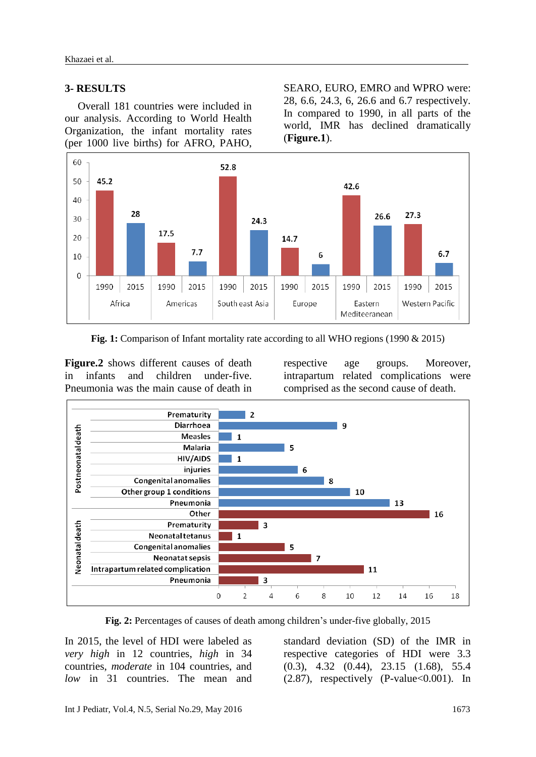## 3- RESULTS

Overall 181 countries were included in our analysis. According to World Health Organization, the infant mortality rates (per 1000 live births) for AFRO, PAHO, SEARO, EURO, EMRO and WPRO were: 28, 6.6, 24.3, 6, 26.6 and 6.7 respectively. In compared to 1990, in all parts of the world, IMR has declined dramatically (**Figure.1**).

| Region | 1990 | 2015 |
|---|---|---|
| Africa | 45.2 | 28 |
| Americas | 17.5 | 7.7 |
| South east Asia | 52.8 | 24.3 |
| Europe | 14.7 | 6 |
| Eastern Mediteeranean | 42.6 | 26.6 |
| Western Pacific | 27.3 | 6.7 |

**Fig. 1:** Comparison of Infant mortality rate according to all WHO regions (1990 & 2015)

**Figure.2** shows different causes of death in infants and children under-five. Pneumonia was the main cause of death in respective age groups. Moreover, intrapartum related complications were comprised as the second cause of death.

| Group | Cause | Percentage |
|---|---|---|
| Postneonatal death | Prematurity | 2 |
| | Diarrhoea | 9 |
| | Measles | 1 |
| | Malaria | 5 |
| | HIV/AIDS | 1 |
| | injuries | 6 |
| | Congenital anomalies | 8 |
| | Other group 1 conditions | 10 |
| | Pneumonia | 13 |
| | Other | 16 |
| Neonatal death | Prematurity | 3 |
| | Neonatal tetanus | 1 |
| | Congenital anomalies | 5 |
| | Neonatat sepsis | 7 |
| | Intrapartum related complication | 11 |
| | Pneumonia | 3 |

**Fig. 2:** Percentages of causes of death among children's under-five globally, 2015

In 2015, the level of HDI were labeled as *very high* in 12 countries, *high* in 34 countries, *moderate* in 104 countries, and *low* in 31 countries. The mean and standard deviation (SD) of the IMR in respective categories of HDI were 3.3 (0.3), 4.32 (0.44), 23.15 (1.68), 55.4 (2.87), respectively (P-value<0.001). In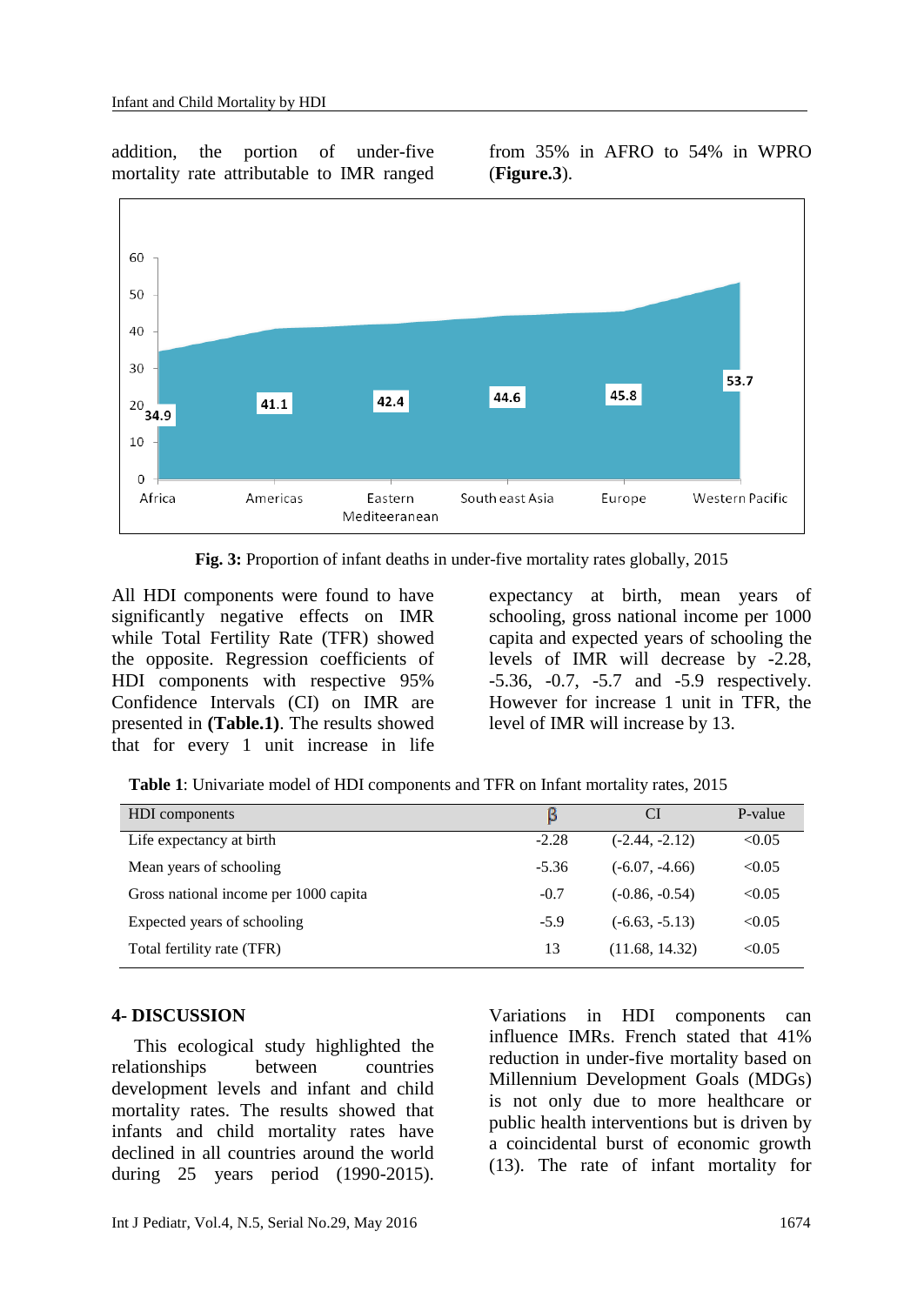addition, the portion of under-five mortality rate attributable to IMR ranged from 35% in AFRO to 54% in WPRO (**Figure.3**).

**Fig. 3:** Proportion of infant deaths in under-five mortality rates globally, 2015

All HDI components were found to have significantly negative effects on IMR while Total Fertility Rate (TFR) showed the opposite. Regression coefficients of HDI components with respective 95% Confidence Intervals (CI) on IMR are presented in **(Table.1)**. The results showed that for every 1 unit increase in life expectancy at birth, mean years of schooling, gross national income per 1000 capita and expected years of schooling the levels of IMR will decrease by -2.28, -5.36, -0.7, -5.7 and -5.9 respectively. However for increase 1 unit in TFR, the level of IMR will increase by 13.

**Table 1**: Univariate model of HDI components and TFR on Infant mortality rates, 2015

| HDI components | β | CI | P-value |
|---|---|---|---|
| Life expectancy at birth | -2.28 | (-2.44, -2.12) | <0.05 |
| Mean years of schooling | -5.36 | (-6.07, -4.66) | <0.05 |
| Gross national income per 1000 capita | -0.7 | (-0.86, -0.54) | <0.05 |
| Expected years of schooling | -5.9 | (-6.63, -5.13) | <0.05 |
| Total fertility rate (TFR) | 13 | (11.68, 14.32) | <0.05 |

## 4- DISCUSSION

This ecological study highlighted the relationships between countries development levels and infant and child mortality rates. The results showed that infants and child mortality rates have declined in all countries around the world during 25 years period (1990-2015). Variations in HDI components can influence IMRs. French stated that 41% reduction in under-five mortality based on Millennium Development Goals (MDGs) is not only due to more healthcare or public health interventions but is driven by a coincidental burst of economic growth (13). The rate of infant mortality for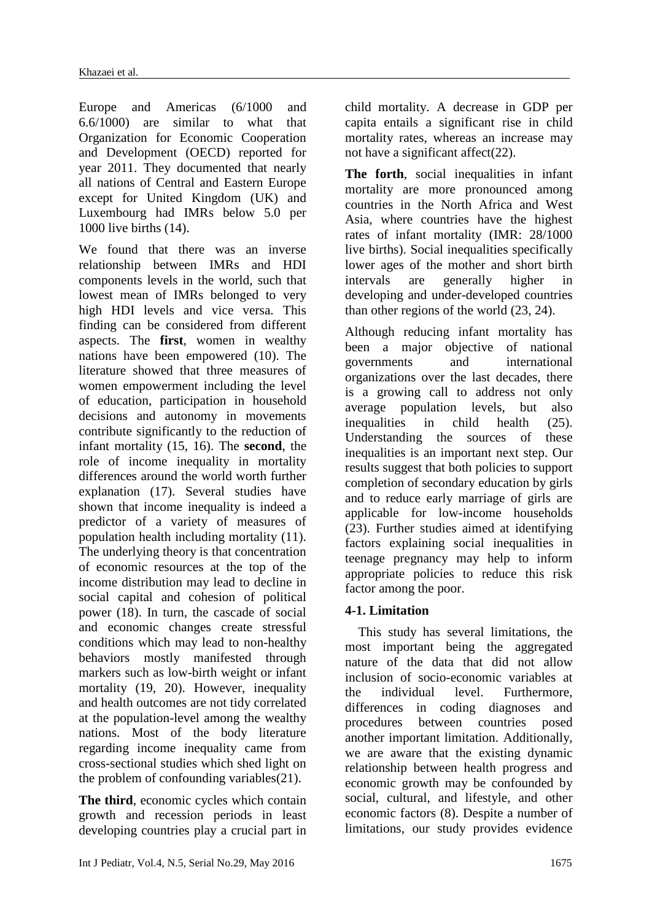Europe and Americas (6/1000 and 6.6/1000) are similar to what that Organization for Economic Cooperation and Development (OECD) reported for year 2011. They documented that nearly all nations of Central and Eastern Europe except for United Kingdom (UK) and Luxembourg had IMRs below 5.0 per 1000 live births (14).

We found that there was an inverse relationship between IMRs and HDI components levels in the world, such that lowest mean of IMRs belonged to very high HDI levels and vice versa. This finding can be considered from different aspects. The **first**, women in wealthy nations have been empowered (10). The literature showed that three measures of women empowerment including the level of education, participation in household decisions and autonomy in movements contribute significantly to the reduction of infant mortality (15, 16). The **second**, the role of income inequality in mortality differences around the world worth further explanation (17). Several studies have shown that income inequality is indeed a predictor of a variety of measures of population health including mortality (11). The underlying theory is that concentration of economic resources at the top of the income distribution may lead to decline in social capital and cohesion of political power (18). In turn, the cascade of social and economic changes create stressful conditions which may lead to non-healthy behaviors mostly manifested through markers such as low-birth weight or infant mortality (19, 20). However, inequality and health outcomes are not tidy correlated at the population-level among the wealthy nations. Most of the body literature regarding income inequality came from cross-sectional studies which shed light on the problem of confounding variables(21).

**The third**, economic cycles which contain growth and recession periods in least developing countries play a crucial part in child mortality. A decrease in GDP per capita entails a significant rise in child mortality rates, whereas an increase may not have a significant affect(22).

**The forth**, social inequalities in infant mortality are more pronounced among countries in the North Africa and West Asia, where countries have the highest rates of infant mortality (IMR: 28/1000 live births). Social inequalities specifically lower ages of the mother and short birth intervals are generally higher in developing and under-developed countries than other regions of the world (23, 24).

Although reducing infant mortality has been a major objective of national governments and international organizations over the last decades, there is a growing call to address not only average population levels, but also inequalities in child health (25). Understanding the sources of these inequalities is an important next step. Our results suggest that both policies to support completion of secondary education by girls and to reduce early marriage of girls are applicable for low-income households (23). Further studies aimed at identifying factors explaining social inequalities in teenage pregnancy may help to inform appropriate policies to reduce this risk factor among the poor.

### 4-1. Limitation

This study has several limitations, the most important being the aggregated nature of the data that did not allow inclusion of socio-economic variables at the individual level. Furthermore, differences in coding diagnoses and procedures between countries posed another important limitation. Additionally, we are aware that the existing dynamic relationship between health progress and economic growth may be confounded by social, cultural, and lifestyle, and other economic factors (8). Despite a number of limitations, our study provides evidence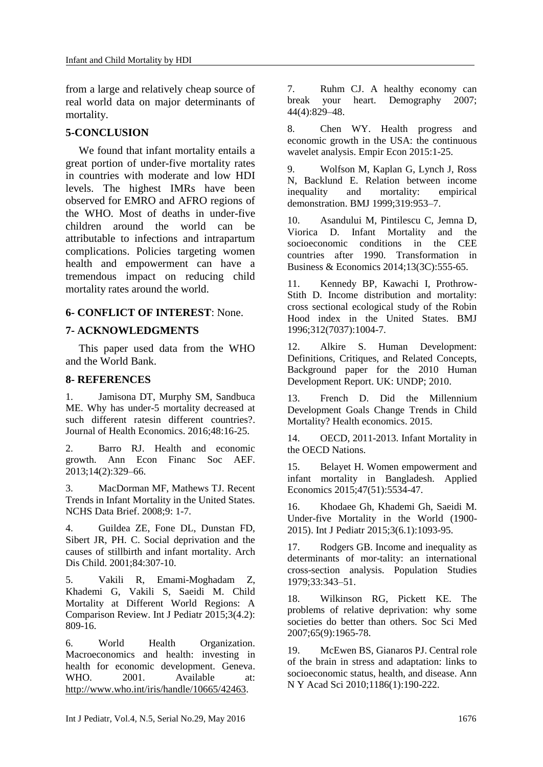from a large and relatively cheap source of real world data on major determinants of mortality.

## 5-CONCLUSION

We found that infant mortality entails a great portion of under-five mortality rates in countries with moderate and low HDI levels. The highest IMRs have been observed for EMRO and AFRO regions of the WHO. Most of deaths in under-five children around the world can be attributable to infections and intrapartum complications. Policies targeting women health and empowerment can have a tremendous impact on reducing child mortality rates around the world.

## 6- CONFLICT OF INTEREST: None.

## 7- ACKNOWLEDGMENTS

This paper used data from the WHO and the World Bank.

## 8- REFERENCES

1. Jamisona DT, Murphy SM, Sandbuca ME. Why has under-5 mortality decreased at such different ratesin different countries?. Journal of Health Economics. 2016;48:16-25.

2. Barro RJ. Health and economic growth. Ann Econ Financ Soc AEF. 2013;14(2):329–66.

3. MacDorman MF, Mathews TJ. Recent Trends in Infant Mortality in the United States. NCHS Data Brief. 2008;9: 1-7.

4. Guildea ZE, Fone DL, Dunstan FD, Sibert JR, PH. C. Social deprivation and the causes of stillbirth and infant mortality. Arch Dis Child. 2001;84:307-10.

5. Vakili R, Emami-Moghadam Z, Khademi G, Vakili S, Saeidi M. Child Mortality at Different World Regions: A Comparison Review. Int J Pediatr 2015;3(4.2): 809-16.

6. World Health Organization. Macroeconomics and health: investing in health for economic development. Geneva. WHO. 2001. Available at: http://www.who.int/iris/handle/10665/42463.

7. Ruhm CJ. A healthy economy can break your heart. Demography 2007; 44(4):829–48.

8. Chen WY. Health progress and economic growth in the USA: the continuous wavelet analysis. Empir Econ 2015:1-25.

9. Wolfson M, Kaplan G, Lynch J, Ross N, Backlund E. Relation between income inequality and mortality: empirical demonstration. BMJ 1999;319:953–7.

10. Asandului M, Pintilescu C, Jemna D, Viorica D. Infant Mortality and the socioeconomic conditions in the CEE countries after 1990. Transformation in Business & Economics 2014;13(3C):555-65.

11. Kennedy BP, Kawachi I, Prothrow-Stith D. Income distribution and mortality: cross sectional ecological study of the Robin Hood index in the United States. BMJ 1996;312(7037):1004-7.

12. Alkire S. Human Development: Definitions, Critiques, and Related Concepts, Background paper for the 2010 Human Development Report. UK: UNDP; 2010.

13. French D. Did the Millennium Development Goals Change Trends in Child Mortality? Health economics. 2015.

14. OECD, 2011-2013. Infant Mortality in the OECD Nations.

15. Belayet H. Women empowerment and infant mortality in Bangladesh. Applied Economics 2015;47(51):5534-47.

16. Khodaee Gh, Khademi Gh, Saeidi M. Under-five Mortality in the World (1900-2015). Int J Pediatr 2015;3(6.1):1093-95.

17. Rodgers GB. Income and inequality as determinants of mor-tality: an international cross-section analysis. Population Studies 1979;33:343–51.

18. Wilkinson RG, Pickett KE. The problems of relative deprivation: why some societies do better than others. Soc Sci Med 2007;65(9):1965-78.

19. McEwen BS, Gianaros PJ. Central role of the brain in stress and adaptation: links to socioeconomic status, health, and disease. Ann N Y Acad Sci 2010;1186(1):190-222.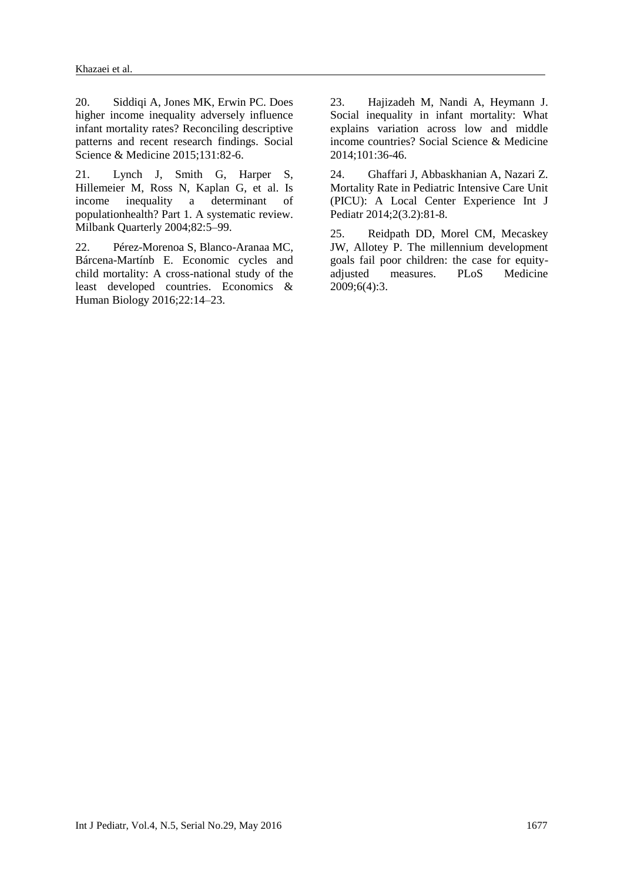20. Siddiqi A, Jones MK, Erwin PC. Does higher income inequality adversely influence infant mortality rates? Reconciling descriptive patterns and recent research findings. Social Science & Medicine 2015;131:82-6.

21. Lynch J, Smith G, Harper S, Hillemeier M, Ross N, Kaplan G, et al. Is income inequality a determinant of populationhealth? Part 1. A systematic review. Milbank Quarterly 2004;82:5–99.

22. Pérez-Morenoa S, Blanco-Aranaa MC, Bárcena-Martínb E. Economic cycles and child mortality: A cross-national study of the least developed countries. Economics & Human Biology 2016;22:14–23.

23. Hajizadeh M, Nandi A, Heymann J. Social inequality in infant mortality: What explains variation across low and middle income countries? Social Science & Medicine 2014;101:36-46.

24. Ghaffari J, Abbaskhanian A, Nazari Z. Mortality Rate in Pediatric Intensive Care Unit (PICU): A Local Center Experience Int J Pediatr 2014;2(3.2):81-8.

25. Reidpath DD, Morel CM, Mecaskey JW, Allotey P. The millennium development goals fail poor children: the case for equity-adjusted measures. PLoS Medicine 2009;6(4):3.